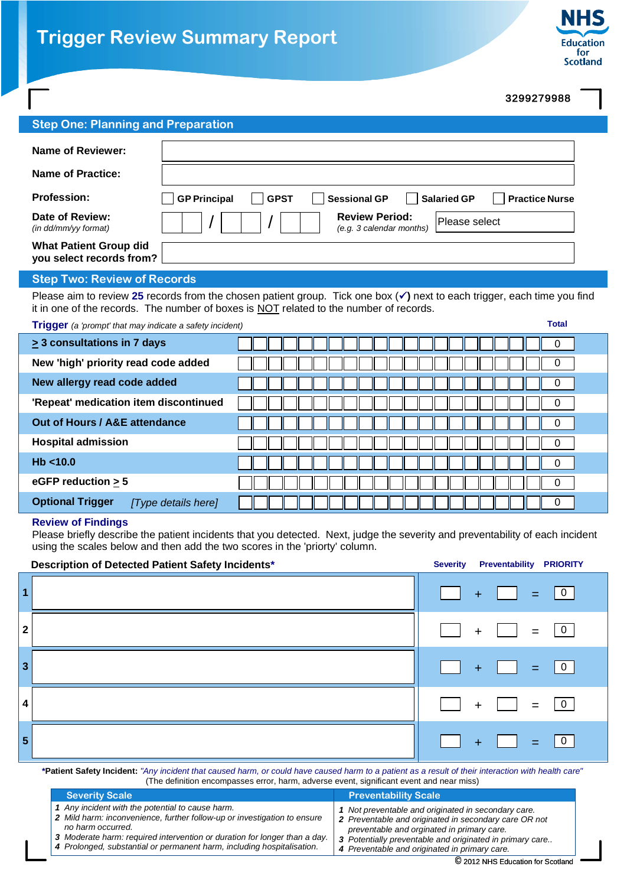# Trigger Review Summary Report

NHS Education for Scotland

3299279988

## Step One: Planning and Preparation

| | |
|---|---|
| **Name of Reviewer:** | |
| **Name of Practice:** | |
| **Profession:** | ☐ GP Principal ☐ GPST ☐ Sessional GP ☐ Salaried GP ☐ Practice Nurse |
| **Date of Review:** *(in dd/mm/yy format)* | / / |
| **Review Period:** *(e.g. 3 calendar months)* | Please select |
| **What Patient Group did you select records from?** | |

## Step Two: Review of Records

Please aim to review **25** records from the chosen patient group. Tick one box (✓) next to each trigger, each time you find it in one of the records. The number of boxes is NOT related to the number of records.

| **Trigger** *(a 'prompt' that may indicate a safety incident)* | | **Total** |
|---|---|---|
| **≥ 3 consultations in 7 days** | | 0 |
| **New 'high' priority read code added** | | 0 |
| **New allergy read code added** | | 0 |
| **'Repeat' medication item discontinued** | | 0 |
| **Out of Hours / A&E attendance** | | 0 |
| **Hospital admission** | | 0 |
| **Hb <10.0** | | 0 |
| **eGFP reduction ≥ 5** | | 0 |
| **Optional Trigger** *[Type details here]* | | 0 |

### Review of Findings

Please briefly describe the patient incidents that you detected. Next, judge the severity and preventability of each incident using the scales below and then add the two scores in the 'priorty' column.

| | **Description of Detected Patient Safety Incidents*** | **Severity** | | **Preventability** | | **PRIORITY** |
|---|---|---|---|---|---|---|
| 1 | | | + | | = | 0 |
| 2 | | | + | | = | 0 |
| 3 | | | + | | = | 0 |
| 4 | | | + | | = | 0 |
| 5 | | | + | | = | 0 |

***Patient Safety Incident:** *"Any incident that caused harm, or could have caused harm to a patient as a result of their interaction with health care"*
(The definition encompasses error, harm, adverse event, significant event and near miss)

| Severity Scale | Preventability Scale |
|---|---|
| ***1*** *Any incident with the potential to cause harm.* | ***1*** *Not preventable and originated in secondary care.* |
| ***2*** *Mild harm: inconvenience, further follow-up or investigation to ensure no harm occurred.* | ***2*** *Preventable and originated in secondary care OR not preventable and orginated in primary care.* |
| ***3*** *Moderate harm: required intervention or duration for longer than a day.* | ***3*** *Potentially preventable and originated in primary care..* |
| ***4*** *Prolonged, substantial or permanent harm, including hospitalisation.* | ***4*** *Preventable and originated in primary care.* |

© 2012 NHS Education for Scotland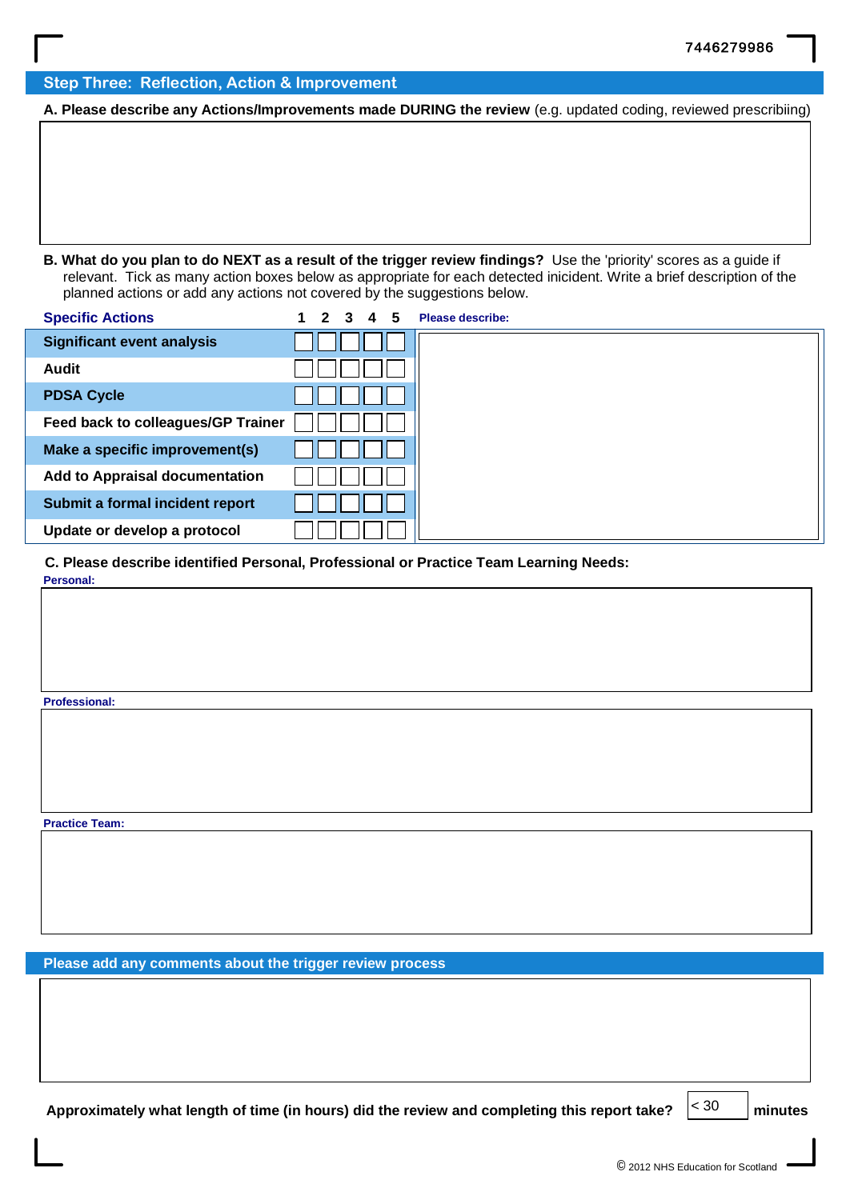7446279986

## Step Three: Reflection, Action & Improvement

**A. Please describe any Actions/Improvements made DURING the review** (e.g. updated coding, reviewed prescribiing)

**B. What do you plan to do NEXT as a result of the trigger review findings?** Use the 'priority' scores as a guide if relevant. Tick as many action boxes below as appropriate for each detected inicident. Write a brief description of the planned actions or add any actions not covered by the suggestions below.

| Specific Actions | 1 | 2 | 3 | 4 | 5 | Please describe: |
|---|---|---|---|---|---|---|
| Significant event analysis | | | | | | |
| Audit | | | | | | |
| PDSA Cycle | | | | | | |
| Feed back to colleagues/GP Trainer | | | | | | |
| Make a specific improvement(s) | | | | | | |
| Add to Appraisal documentation | | | | | | |
| Submit a formal incident report | | | | | | |
| Update or develop a protocol | | | | | | |

**C. Please describe identified Personal, Professional or Practice Team Learning Needs:**

**Personal:**

**Professional:**

**Practice Team:**

## Please add any comments about the trigger review process

**Approximately what length of time (in hours) did the review and completing this report take?** < 30 **minutes**

© 2012 NHS Education for Scotland